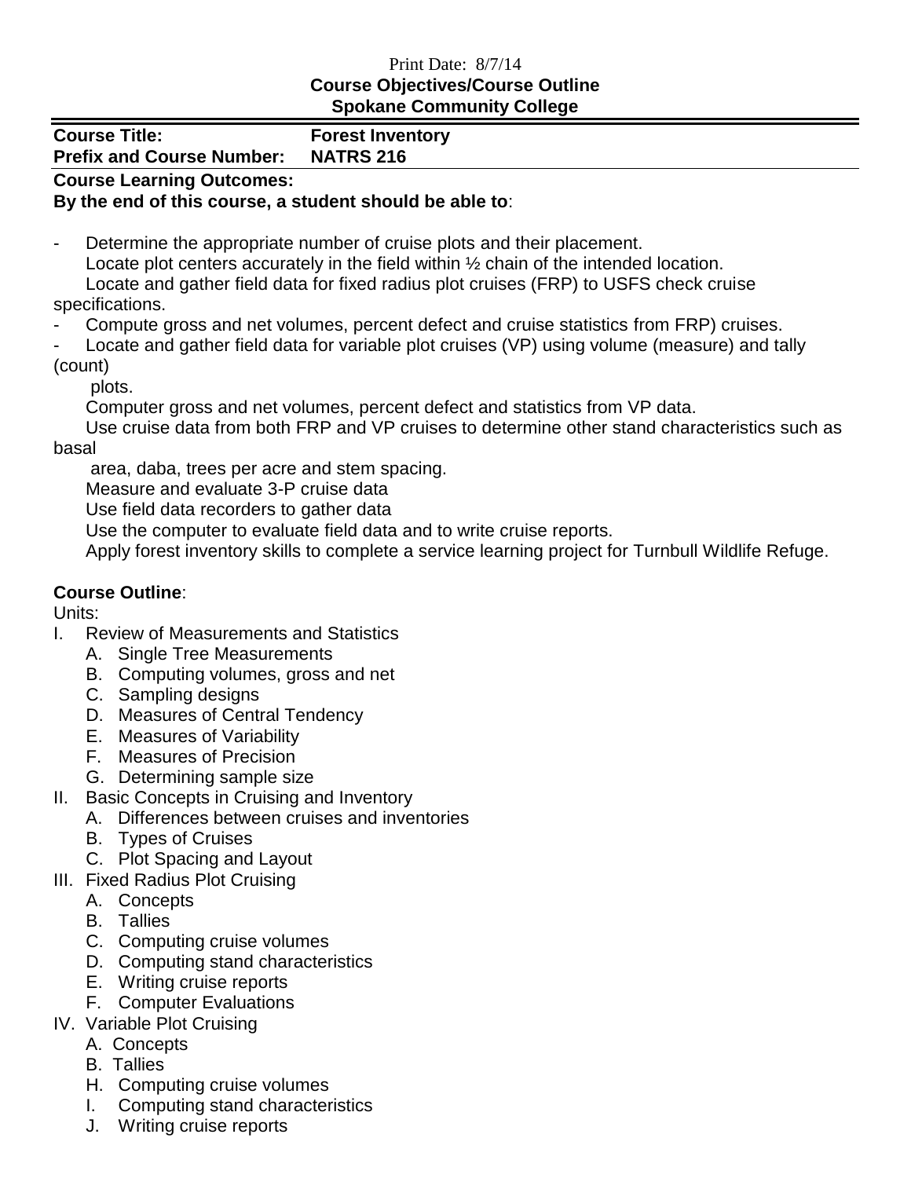Print Date: 8/7/14

**Course Objectives/Course Outline**
**Spokane Community College**

**Course Title:** **Forest Inventory**
**Prefix and Course Number:** **NATRS 216**

**Course Learning Outcomes:**
**By the end of this course, a student should be able to**:

- Determine the appropriate number of cruise plots and their placement.
  Locate plot centers accurately in the field within ½ chain of the intended location.
  Locate and gather field data for fixed radius plot cruises (FRP) to USFS check cruise specifications.
- Compute gross and net volumes, percent defect and cruise statistics from FRP) cruises.
- Locate and gather field data for variable plot cruises (VP) using volume (measure) and tally (count) plots.
  Computer gross and net volumes, percent defect and statistics from VP data.
  Use cruise data from both FRP and VP cruises to determine other stand characteristics such as basal area, daba, trees per acre and stem spacing.
  Measure and evaluate 3-P cruise data
  Use field data recorders to gather data
  Use the computer to evaluate field data and to write cruise reports.
  Apply forest inventory skills to complete a service learning project for Turnbull Wildlife Refuge.

**Course Outline**:

Units:

I. Review of Measurements and Statistics
   A. Single Tree Measurements
   B. Computing volumes, gross and net
   C. Sampling designs
   D. Measures of Central Tendency
   E. Measures of Variability
   F. Measures of Precision
   G. Determining sample size
II. Basic Concepts in Cruising and Inventory
   A. Differences between cruises and inventories
   B. Types of Cruises
   C. Plot Spacing and Layout
III. Fixed Radius Plot Cruising
   A. Concepts
   B. Tallies
   C. Computing cruise volumes
   D. Computing stand characteristics
   E. Writing cruise reports
   F. Computer Evaluations
IV. Variable Plot Cruising
   A. Concepts
   B. Tallies
   H. Computing cruise volumes
   I. Computing stand characteristics
   J. Writing cruise reports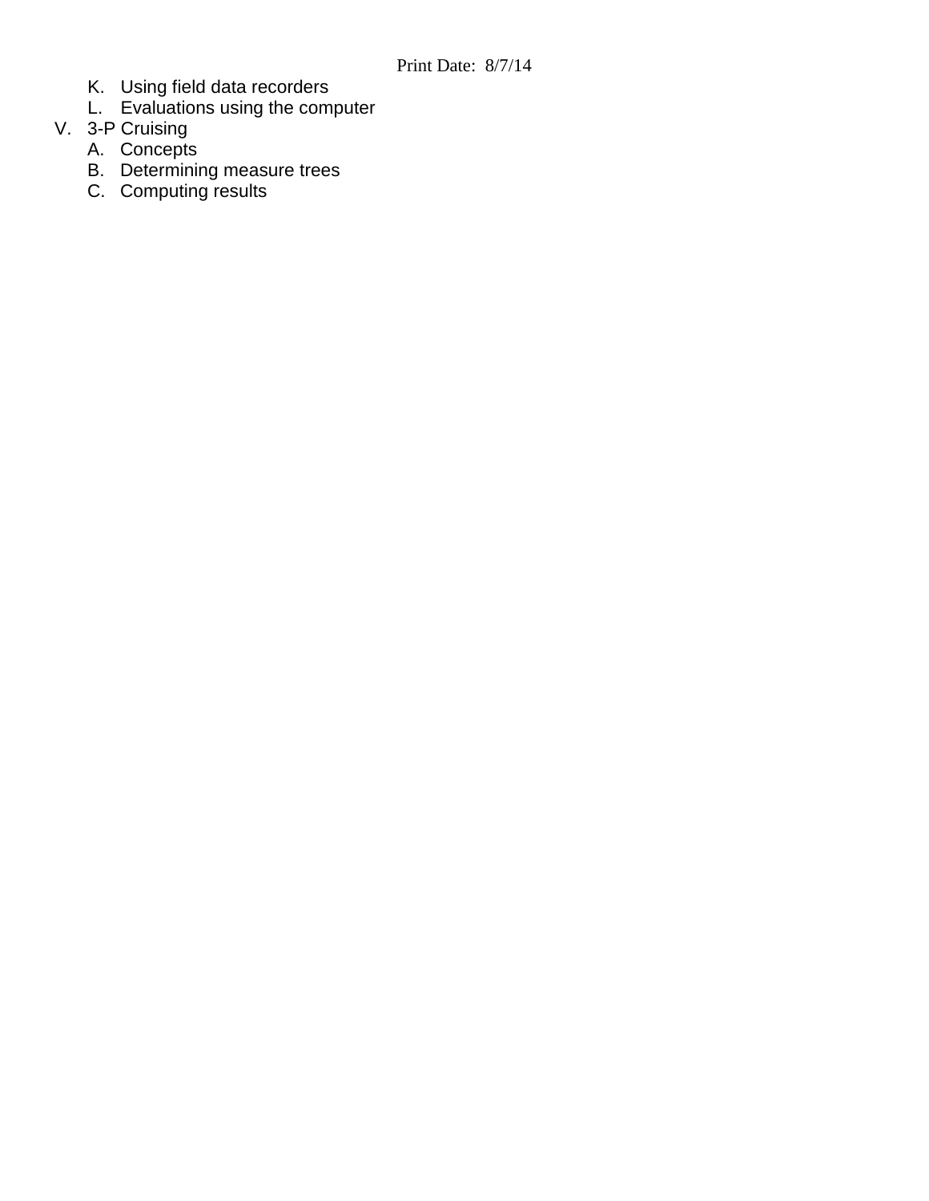K. Using field data recorders
   L. Evaluations using the computer

V. 3-P Cruising
   A. Concepts
   B. Determining measure trees
   C. Computing results